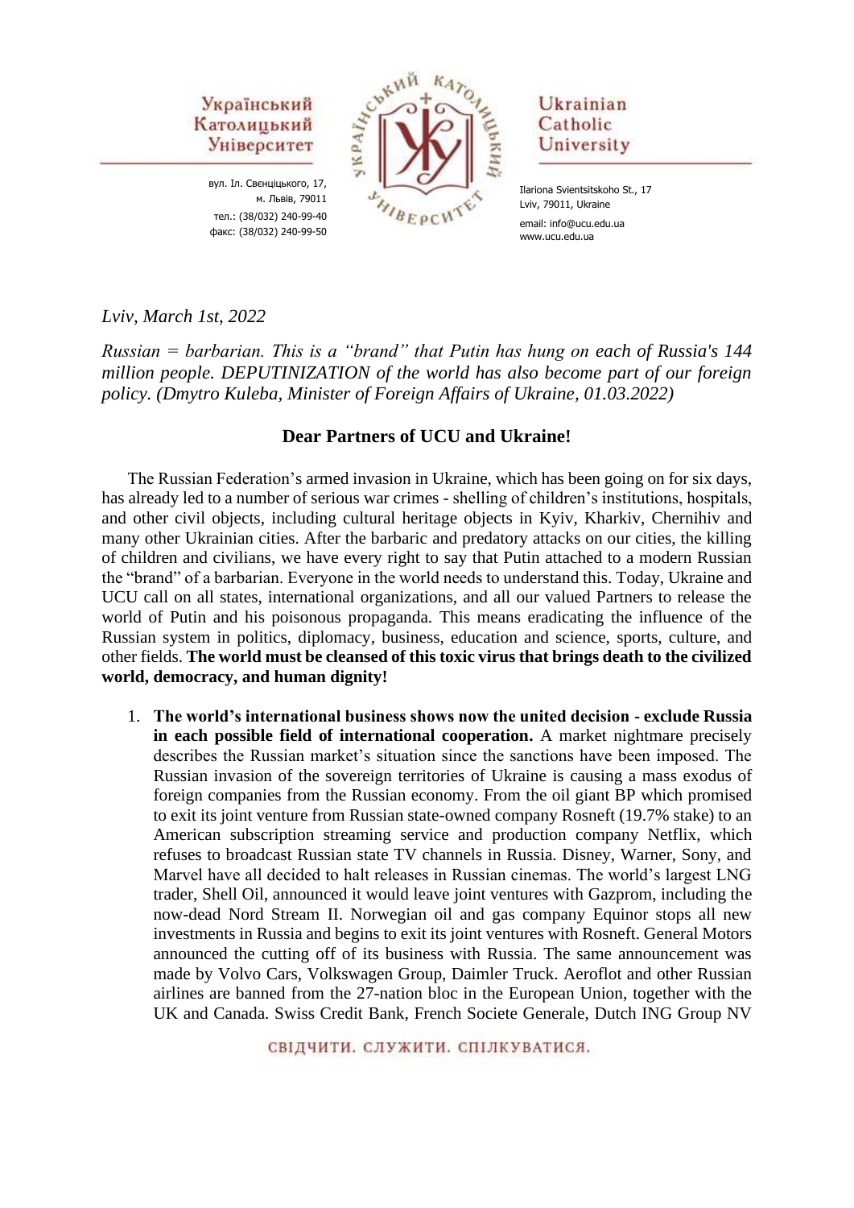Український Католицький Університет

вул. Іл. Свєнціцького, 17,
м. Львів, 79011
тел.: (38/032) 240-99-40
факс: (38/032) 240-99-50

Ukrainian Catholic University

Ilariona Svientsitskoho St., 17
Lviv, 79011, Ukraine
email: info@ucu.edu.ua
www.ucu.edu.ua

*Lviv, March 1st, 2022*

*Russian = barbarian. This is a "brand" that Putin has hung on each of Russia's 144 million people. DEPUTINIZATION of the world has also become part of our foreign policy. (Dmytro Kuleba, Minister of Foreign Affairs of Ukraine, 01.03.2022)*

## Dear Partners of UCU and Ukraine!

The Russian Federation's armed invasion in Ukraine, which has been going on for six days, has already led to a number of serious war crimes - shelling of children's institutions, hospitals, and other civil objects, including cultural heritage objects in Kyiv, Kharkiv, Chernihiv and many other Ukrainian cities. After the barbaric and predatory attacks on our cities, the killing of children and civilians, we have every right to say that Putin attached to a modern Russian the "brand" of a barbarian. Everyone in the world needs to understand this. Today, Ukraine and UCU call on all states, international organizations, and all our valued Partners to release the world of Putin and his poisonous propaganda. This means eradicating the influence of the Russian system in politics, diplomacy, business, education and science, sports, culture, and other fields. **The world must be cleansed of this toxic virus that brings death to the civilized world, democracy, and human dignity!**

1. **The world's international business shows now the united decision - exclude Russia in each possible field of international cooperation.** A market nightmare precisely describes the Russian market's situation since the sanctions have been imposed. The Russian invasion of the sovereign territories of Ukraine is causing a mass exodus of foreign companies from the Russian economy. From the oil giant BP which promised to exit its joint venture from Russian state-owned company Rosneft (19.7% stake) to an American subscription streaming service and production company Netflix, which refuses to broadcast Russian state TV channels in Russia. Disney, Warner, Sony, and Marvel have all decided to halt releases in Russian cinemas. The world's largest LNG trader, Shell Oil, announced it would leave joint ventures with Gazprom, including the now-dead Nord Stream II. Norwegian oil and gas company Equinor stops all new investments in Russia and begins to exit its joint ventures with Rosneft. General Motors announced the cutting off of its business with Russia. The same announcement was made by Volvo Cars, Volkswagen Group, Daimler Truck. Aeroflot and other Russian airlines are banned from the 27-nation bloc in the European Union, together with the UK and Canada. Swiss Credit Bank, French Societe Generale, Dutch ING Group NV

СВІДЧИТИ. СЛУЖИТИ. СПІЛКУВАТИСЯ.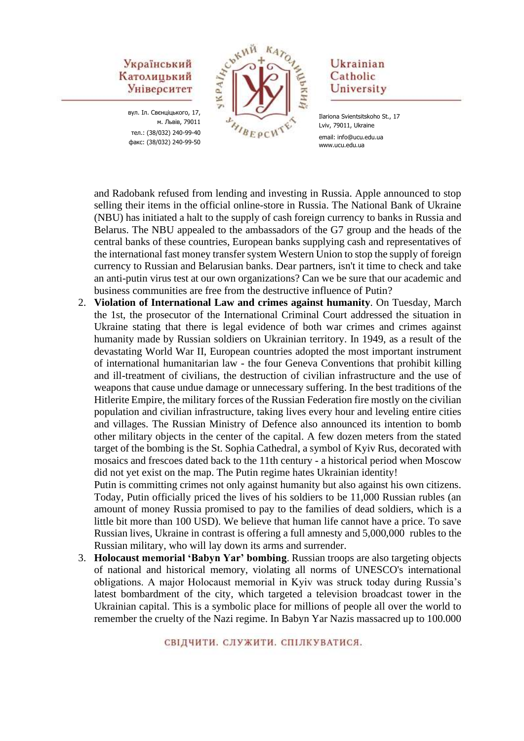and Radobank refused from lending and investing in Russia. Apple announced to stop selling their items in the official online-store in Russia. The National Bank of Ukraine (NBU) has initiated a halt to the supply of cash foreign currency to banks in Russia and Belarus. The NBU appealed to the ambassadors of the G7 group and the heads of the central banks of these countries, European banks supplying cash and representatives of the international fast money transfer system Western Union to stop the supply of foreign currency to Russian and Belarusian banks. Dear partners, isn't it time to check and take an anti-putin virus test at our own organizations? Can we be sure that our academic and business communities are free from the destructive influence of Putin?

2. **Violation of International Law and crimes against humanity**. On Tuesday, March the 1st, the prosecutor of the International Criminal Court addressed the situation in Ukraine stating that there is legal evidence of both war crimes and crimes against humanity made by Russian soldiers on Ukrainian territory. In 1949, as a result of the devastating World War II, European countries adopted the most important instrument of international humanitarian law - the four Geneva Conventions that prohibit killing and ill-treatment of civilians, the destruction of civilian infrastructure and the use of weapons that cause undue damage or unnecessary suffering. In the best traditions of the Hitlerite Empire, the military forces of the Russian Federation fire mostly on the civilian population and civilian infrastructure, taking lives every hour and leveling entire cities and villages. The Russian Ministry of Defence also announced its intention to bomb other military objects in the center of the capital. A few dozen meters from the stated target of the bombing is the St. Sophia Cathedral, a symbol of Kyiv Rus, decorated with mosaics and frescoes dated back to the 11th century - a historical period when Moscow did not yet exist on the map. The Putin regime hates Ukrainian identity!
   Putin is committing crimes not only against humanity but also against his own citizens. Today, Putin officially priced the lives of his soldiers to be 11,000 Russian rubles (an amount of money Russia promised to pay to the families of dead soldiers, which is a little bit more than 100 USD). We believe that human life cannot have a price. To save Russian lives, Ukraine in contrast is offering a full amnesty and 5,000,000 rubles to the Russian military, who will lay down its arms and surrender.
3. **Holocaust memorial 'Babyn Yar' bombing**. Russian troops are also targeting objects of national and historical memory, violating all norms of UNESCO's international obligations. A major Holocaust memorial in Kyiv was struck today during Russia's latest bombardment of the city, which targeted a television broadcast tower in the Ukrainian capital. This is a symbolic place for millions of people all over the world to remember the cruelty of the Nazi regime. In Babyn Yar Nazis massacred up to 100.000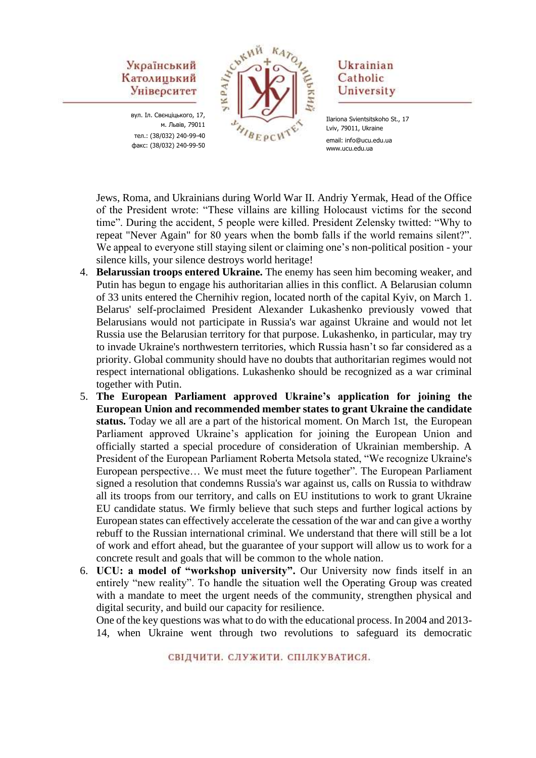Jews, Roma, and Ukrainians during World War II. Andriy Yermak, Head of the Office of the President wrote: “These villains are killing Holocaust victims for the second time”. During the accident, 5 people were killed. President Zelensky twitted: “Why to repeat "Never Again" for 80 years when the bomb falls if the world remains silent?”. We appeal to everyone still staying silent or claiming one’s non-political position - your silence kills, your silence destroys world heritage!

4. **Belarussian troops entered Ukraine.** The enemy has seen him becoming weaker, and Putin has begun to engage his authoritarian allies in this conflict. A Belarusian column of 33 units entered the Chernihiv region, located north of the capital Kyiv, on March 1. Belarus' self-proclaimed President Alexander Lukashenko previously vowed that Belarusians would not participate in Russia's war against Ukraine and would not let Russia use the Belarusian territory for that purpose. Lukashenko, in particular, may try to invade Ukraine's northwestern territories, which Russia hasn’t so far considered as a priority. Global community should have no doubts that authoritarian regimes would not respect international obligations. Lukashenko should be recognized as a war criminal together with Putin.
5. **The European Parliament approved Ukraine’s application for joining the European Union and recommended member states to grant Ukraine the candidate status.** Today we all are a part of the historical moment. On March 1st, the European Parliament approved Ukraine’s application for joining the European Union and officially started a special procedure of consideration of Ukrainian membership. A President of the European Parliament Roberta Metsola stated, “We recognize Ukraine's European perspective… We must meet the future together”. The European Parliament signed a resolution that condemns Russia's war against us, calls on Russia to withdraw all its troops from our territory, and calls on EU institutions to work to grant Ukraine EU candidate status. We firmly believe that such steps and further logical actions by European states can effectively accelerate the cessation of the war and can give a worthy rebuff to the Russian international criminal. We understand that there will still be a lot of work and effort ahead, but the guarantee of your support will allow us to work for a concrete result and goals that will be common to the whole nation.
6. **UCU: a model of “workshop university”.** Our University now finds itself in an entirely “new reality”. To handle the situation well the Operating Group was created with a mandate to meet the urgent needs of the community, strengthen physical and digital security, and build our capacity for resilience.

   One of the key questions was what to do with the educational process. In 2004 and 2013-14, when Ukraine went through two revolutions to safeguard its democratic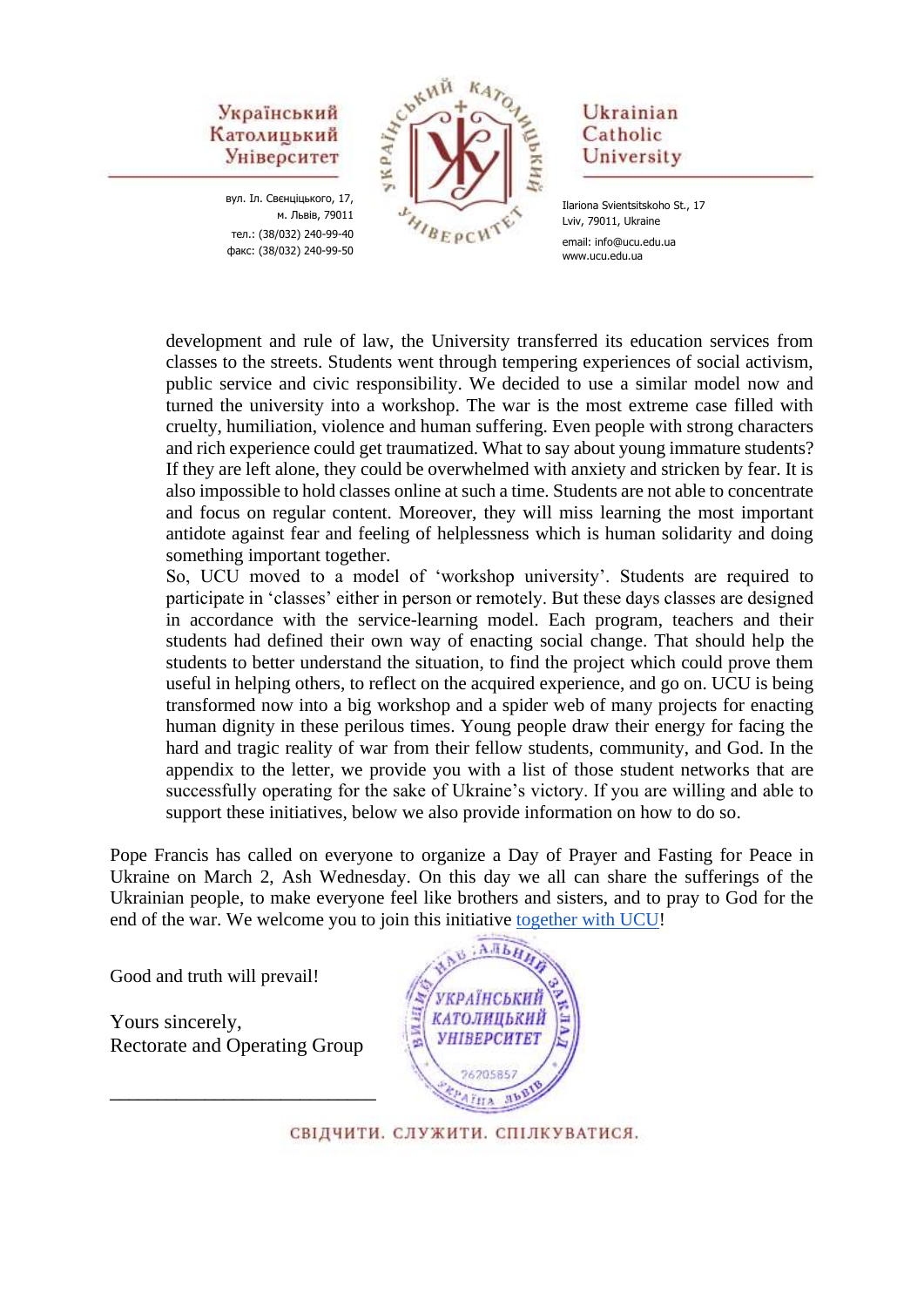development and rule of law, the University transferred its education services from classes to the streets. Students went through tempering experiences of social activism, public service and civic responsibility. We decided to use a similar model now and turned the university into a workshop. The war is the most extreme case filled with cruelty, humiliation, violence and human suffering. Even people with strong characters and rich experience could get traumatized. What to say about young immature students? If they are left alone, they could be overwhelmed with anxiety and stricken by fear. It is also impossible to hold classes online at such a time. Students are not able to concentrate and focus on regular content. Moreover, they will miss learning the most important antidote against fear and feeling of helplessness which is human solidarity and doing something important together.

So, UCU moved to a model of 'workshop university'. Students are required to participate in 'classes' either in person or remotely. But these days classes are designed in accordance with the service-learning model. Each program, teachers and their students had defined their own way of enacting social change. That should help the students to better understand the situation, to find the project which could prove them useful in helping others, to reflect on the acquired experience, and go on. UCU is being transformed now into a big workshop and a spider web of many projects for enacting human dignity in these perilous times. Young people draw their energy for facing the hard and tragic reality of war from their fellow students, community, and God. In the appendix to the letter, we provide you with a list of those student networks that are successfully operating for the sake of Ukraine's victory. If you are willing and able to support these initiatives, below we also provide information on how to do so.

Pope Francis has called on everyone to organize a Day of Prayer and Fasting for Peace in Ukraine on March 2, Ash Wednesday. On this day we all can share the sufferings of the Ukrainian people, to make everyone feel like brothers and sisters, and to pray to God for the end of the war. We welcome you to join this initiative together with UCU!

Good and truth will prevail!

Yours sincerely,
Rectorate and Operating Group

\_\_\_\_\_\_\_\_\_\_\_\_\_\_\_\_\_\_\_\_\_\_\_\_\_\_\_

СВІДЧИТИ. СЛУЖИТИ. СПІЛКУВАТИСЯ.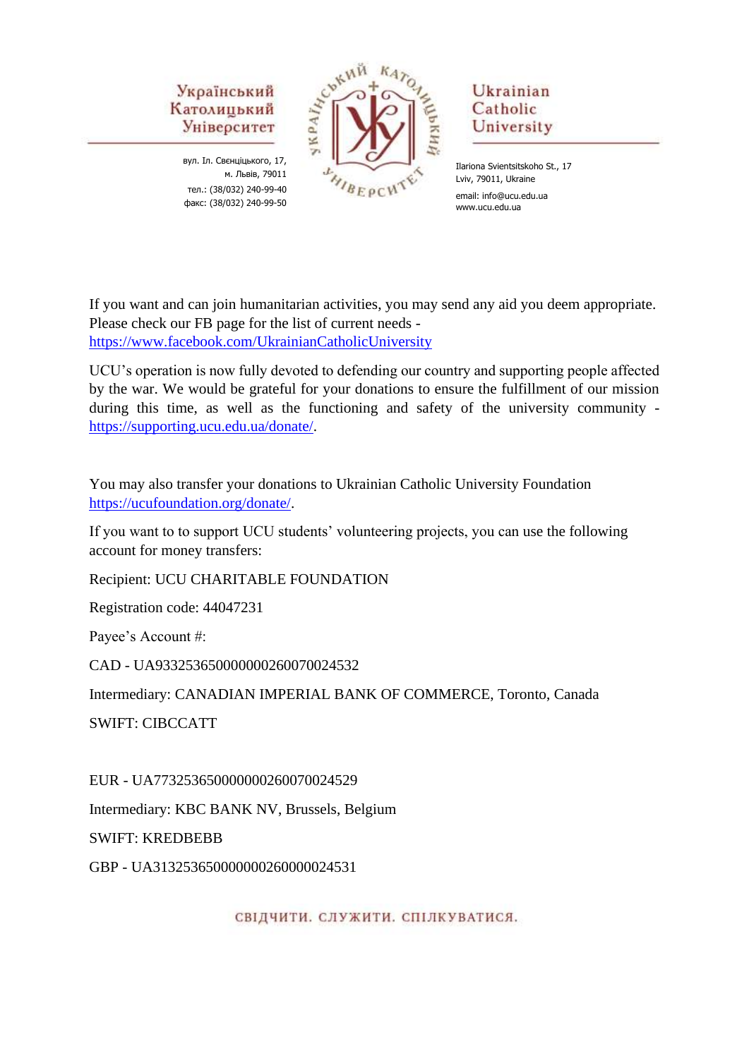Український Католицький Університет

вул. Іл. Свєнціцького, 17,
м. Львів, 79011
тел.: (38/032) 240-99-40
факс: (38/032) 240-99-50

Ukrainian Catholic University

Ilariona Svientsitskoho St., 17
Lviv, 79011, Ukraine
email: info@ucu.edu.ua
www.ucu.edu.ua

If you want and can join humanitarian activities, you may send any aid you deem appropriate. Please check our FB page for the list of current needs - https://www.facebook.com/UkrainianCatholicUniversity

UCU's operation is now fully devoted to defending our country and supporting people affected by the war. We would be grateful for your donations to ensure the fulfillment of our mission during this time, as well as the functioning and safety of the university community - https://supporting.ucu.edu.ua/donate/.

You may also transfer your donations to Ukrainian Catholic University Foundation https://ucufoundation.org/donate/.

If you want to to support UCU students' volunteering projects, you can use the following account for money transfers:

Recipient: UCU CHARITABLE FOUNDATION

Registration code: 44047231

Payee's Account #:

CAD - UA933253650000000260070024532

Intermediary: CANADIAN IMPERIAL BANK OF COMMERCE, Toronto, Canada

SWIFT: CIBCCATT

EUR - UA773253650000000260070024529

Intermediary: KBC BANK NV, Brussels, Belgium

SWIFT: KREDBEBB

GBP - UA313253650000000260000024531

СВІДЧИТИ. СЛУЖИТИ. СПІЛКУВАТИСЯ.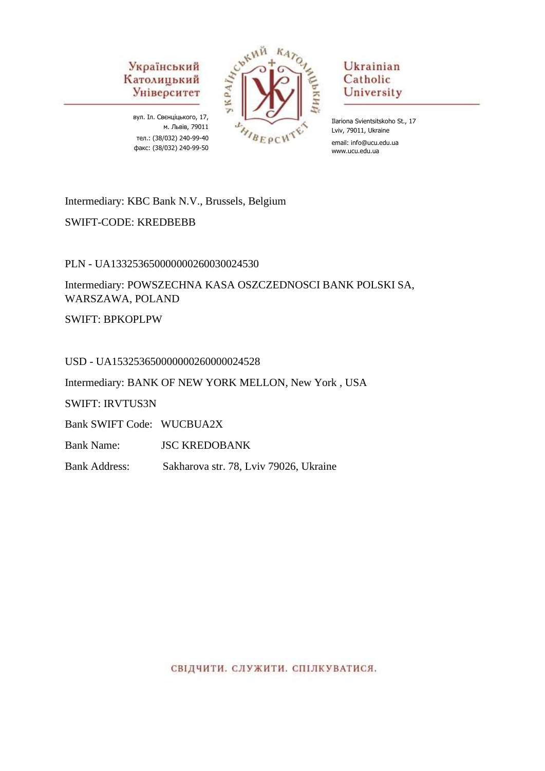Український Католицький Університет

вул. Іл. Свєнціцького, 17,
м. Львів, 79011
тел.: (38/032) 240-99-40
факс: (38/032) 240-99-50

Ukrainian Catholic University

Ilariona Svientsitskoho St., 17
Lviv, 79011, Ukraine
email: info@ucu.edu.ua
www.ucu.edu.ua

Intermediary: KBC Bank N.V., Brussels, Belgium

SWIFT-CODE: KREDBEBB

PLN - UA133253650000000260030024530

Intermediary: POWSZECHNA KASA OSZCZEDNOSCI BANK POLSKI SA, WARSZAWA, POLAND

SWIFT: BPKOPLPW

USD - UA153253650000000260000024528

Intermediary: BANK OF NEW YORK MELLON, New York , USA

SWIFT: IRVTUS3N

Bank SWIFT Code: WUCBUA2X

Bank Name: JSC KREDOBANK

Bank Address: Sakharova str. 78, Lviv 79026, Ukraine

СВІДЧИТИ. СЛУЖИТИ. СПІЛКУВАТИСЯ.